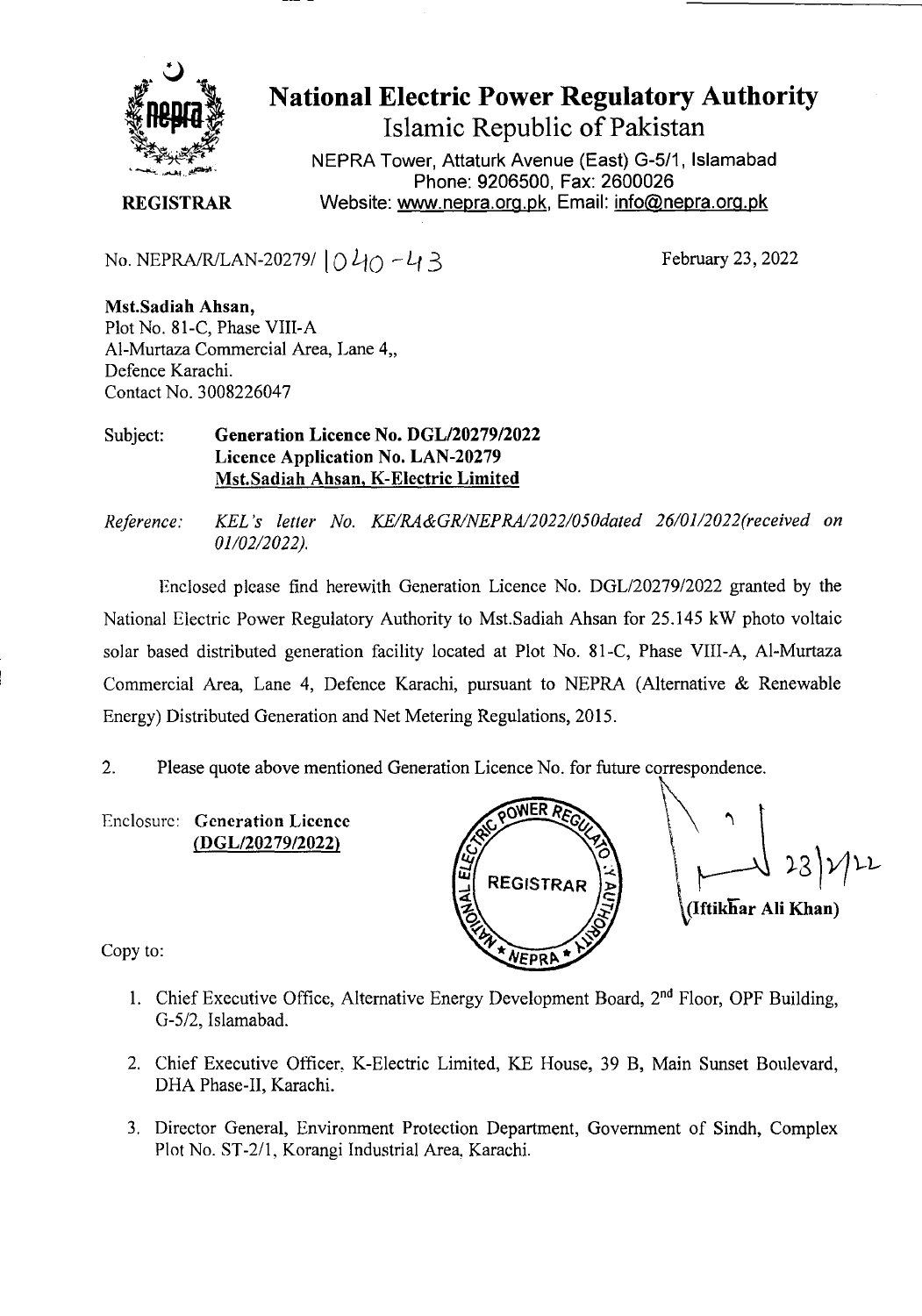# National Electric Power Regulatory Authority

## Islamic Republic of Pakistan

NEPRA Tower, Attaturk Avenue (East) G-5/1, Islamabad
Phone: 9206500, Fax: 2600026
Website: www.nepra.org.pk, Email: info@nepra.org.pk

**REGISTRAR**

No. NEPRA/R/LAN-20279/ 1040 - 43

February 23, 2022

**Mst.Sadiah Ahsan,**
Plot No. 81-C, Phase VIII-A
Al-Murtaza Commercial Area, Lane 4,,
Defence Karachi.
Contact No. 3008226047

Subject: **Generation Licence No. DGL/20279/2022**
**Licence Application No. LAN-20279**
**Mst.Sadiah Ahsan, K-Electric Limited**

*Reference: KEL's letter No. KE/RA&GR/NEPRA/2022/050dated 26/01/2022(received on 01/02/2022).*

Enclosed please find herewith Generation Licence No. DGL/20279/2022 granted by the National Electric Power Regulatory Authority to Mst.Sadiah Ahsan for 25.145 kW photo voltaic solar based distributed generation facility located at Plot No. 81-C, Phase VIII-A, Al-Murtaza Commercial Area, Lane 4, Defence Karachi, pursuant to NEPRA (Alternative & Renewable Energy) Distributed Generation and Net Metering Regulations, 2015.

2. Please quote above mentioned Generation Licence No. for future correspondence.

Enclosure: **Generation Licence**
**(DGL/20279/2022)**

23/2/22
**(Iftikhar Ali Khan)**

Copy to:

1. Chief Executive Office, Alternative Energy Development Board, 2nd Floor, OPF Building, G-5/2, Islamabad.
2. Chief Executive Officer, K-Electric Limited, KE House, 39 B, Main Sunset Boulevard, DHA Phase-II, Karachi.
3. Director General, Environment Protection Department, Government of Sindh, Complex Plot No. ST-2/1, Korangi Industrial Area, Karachi.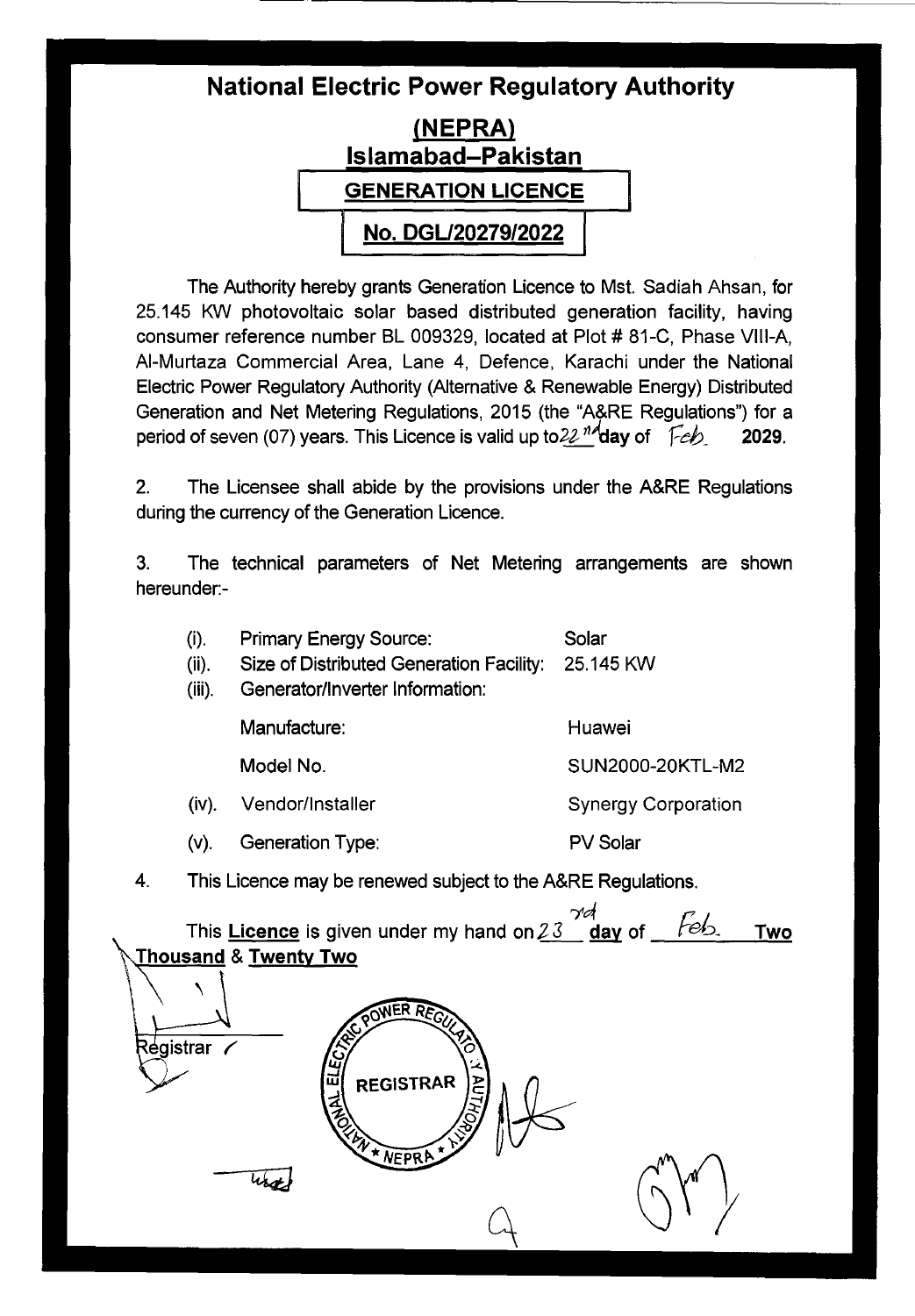# National Electric Power Regulatory Authority

## (NEPRA)
## Islamabad–Pakistan

**GENERATION LICENCE**

**No. DGL/20279/2022**

The Authority hereby grants Generation Licence to Mst. Sadiah Ahsan, for 25.145 KW photovoltaic solar based distributed generation facility, having consumer reference number BL 009329, located at Plot # 81-C, Phase VIII-A, Al-Murtaza Commercial Area, Lane 4, Defence, Karachi under the National Electric Power Regulatory Authority (Alternative & Renewable Energy) Distributed Generation and Net Metering Regulations, 2015 (the "A&RE Regulations") for a period of seven (07) years. This Licence is valid up to 22nd **day** of Feb **2029.**

2. The Licensee shall abide by the provisions under the A&RE Regulations during the currency of the Generation Licence.

3. The technical parameters of Net Metering arrangements are shown hereunder:-

| | | |
|---|---|---|
| (i). | Primary Energy Source: | Solar |
| (ii). | Size of Distributed Generation Facility: | 25.145 KW |
| (iii). | Generator/Inverter Information: | |
| | Manufacture: | Huawei |
| | Model No. | SUN2000-20KTL-M2 |
| (iv). | Vendor/Installer | Synergy Corporation |
| (v). | Generation Type: | PV Solar |

4. This Licence may be renewed subject to the A&RE Regulations.

This **Licence** is given under my hand on 23rd **day** of Feb. **Two Thousand** & **Twenty Two**

Registrar

REGISTRAR
NATIONAL ELECTRIC POWER REGULATORY AUTHORITY
NEPRA